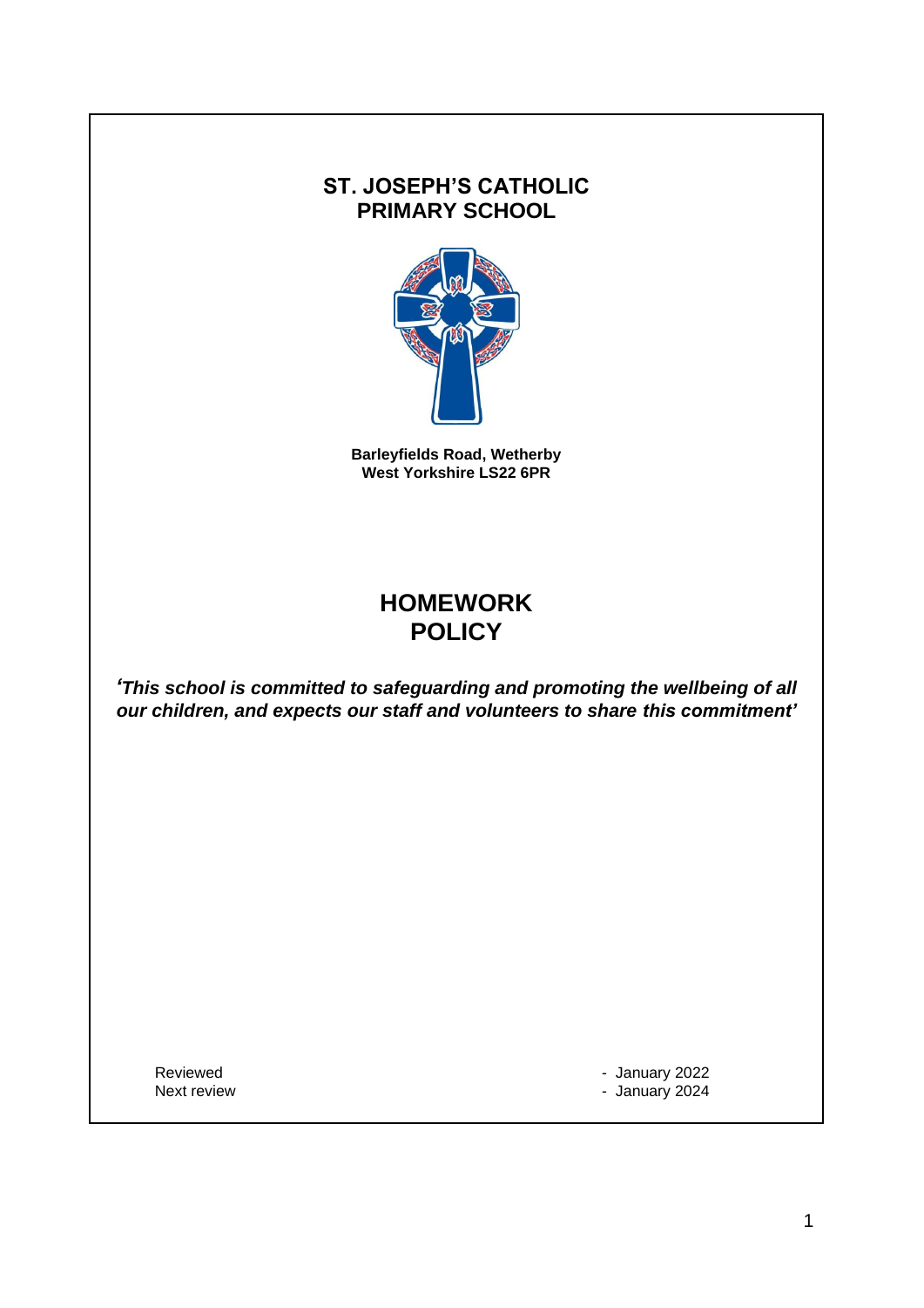# ST. JOSEPH'S CATHOLIC PRIMARY SCHOOL

**Barleyfields Road, Wetherby**
**West Yorkshire LS22 6PR**

# HOMEWORK POLICY

***'This school is committed to safeguarding and promoting the wellbeing of all our children, and expects our staff and volunteers to share this commitment'***

Reviewed - January 2022
Next review - January 2024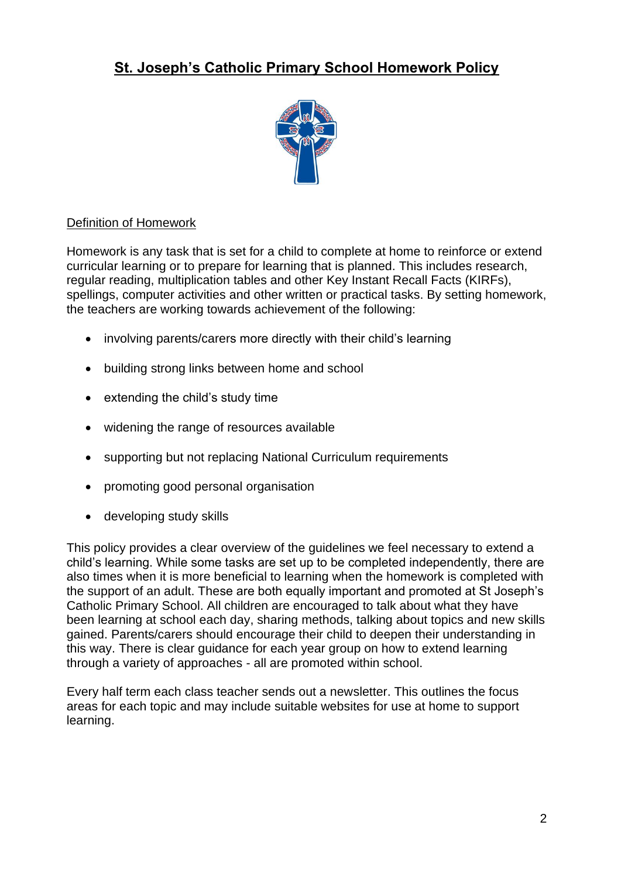# St. Joseph's Catholic Primary School Homework Policy

## Definition of Homework

Homework is any task that is set for a child to complete at home to reinforce or extend curricular learning or to prepare for learning that is planned. This includes research, regular reading, multiplication tables and other Key Instant Recall Facts (KIRFs), spellings, computer activities and other written or practical tasks. By setting homework, the teachers are working towards achievement of the following:

- involving parents/carers more directly with their child's learning
- building strong links between home and school
- extending the child's study time
- widening the range of resources available
- supporting but not replacing National Curriculum requirements
- promoting good personal organisation
- developing study skills

This policy provides a clear overview of the guidelines we feel necessary to extend a child's learning. While some tasks are set up to be completed independently, there are also times when it is more beneficial to learning when the homework is completed with the support of an adult. These are both equally important and promoted at St Joseph's Catholic Primary School. All children are encouraged to talk about what they have been learning at school each day, sharing methods, talking about topics and new skills gained. Parents/carers should encourage their child to deepen their understanding in this way. There is clear guidance for each year group on how to extend learning through a variety of approaches - all are promoted within school.

Every half term each class teacher sends out a newsletter. This outlines the focus areas for each topic and may include suitable websites for use at home to support learning.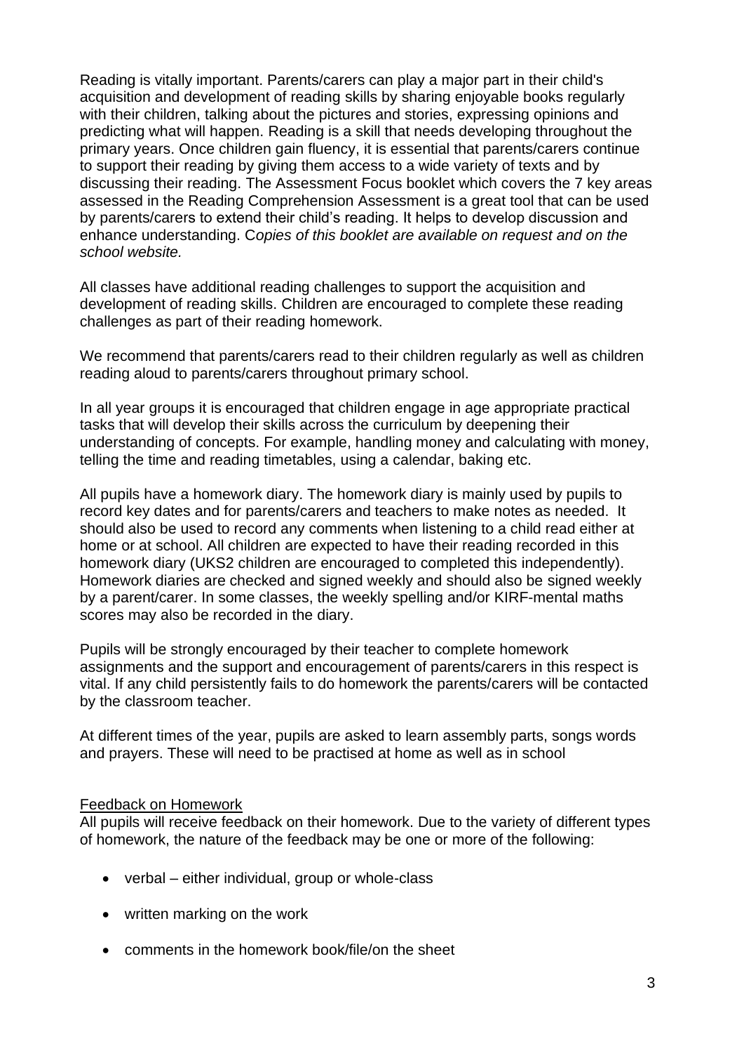Reading is vitally important. Parents/carers can play a major part in their child's acquisition and development of reading skills by sharing enjoyable books regularly with their children, talking about the pictures and stories, expressing opinions and predicting what will happen. Reading is a skill that needs developing throughout the primary years. Once children gain fluency, it is essential that parents/carers continue to support their reading by giving them access to a wide variety of texts and by discussing their reading. The Assessment Focus booklet which covers the 7 key areas assessed in the Reading Comprehension Assessment is a great tool that can be used by parents/carers to extend their child's reading. It helps to develop discussion and enhance understanding. C*opies of this booklet are available on request and on the school website.*

All classes have additional reading challenges to support the acquisition and development of reading skills. Children are encouraged to complete these reading challenges as part of their reading homework.

We recommend that parents/carers read to their children regularly as well as children reading aloud to parents/carers throughout primary school.

In all year groups it is encouraged that children engage in age appropriate practical tasks that will develop their skills across the curriculum by deepening their understanding of concepts. For example, handling money and calculating with money, telling the time and reading timetables, using a calendar, baking etc.

All pupils have a homework diary. The homework diary is mainly used by pupils to record key dates and for parents/carers and teachers to make notes as needed. It should also be used to record any comments when listening to a child read either at home or at school. All children are expected to have their reading recorded in this homework diary (UKS2 children are encouraged to completed this independently). Homework diaries are checked and signed weekly and should also be signed weekly by a parent/carer. In some classes, the weekly spelling and/or KIRF-mental maths scores may also be recorded in the diary.

Pupils will be strongly encouraged by their teacher to complete homework assignments and the support and encouragement of parents/carers in this respect is vital. If any child persistently fails to do homework the parents/carers will be contacted by the classroom teacher.

At different times of the year, pupils are asked to learn assembly parts, songs words and prayers. These will need to be practised at home as well as in school

Feedback on Homework

All pupils will receive feedback on their homework. Due to the variety of different types of homework, the nature of the feedback may be one or more of the following:

- verbal – either individual, group or whole-class
- written marking on the work
- comments in the homework book/file/on the sheet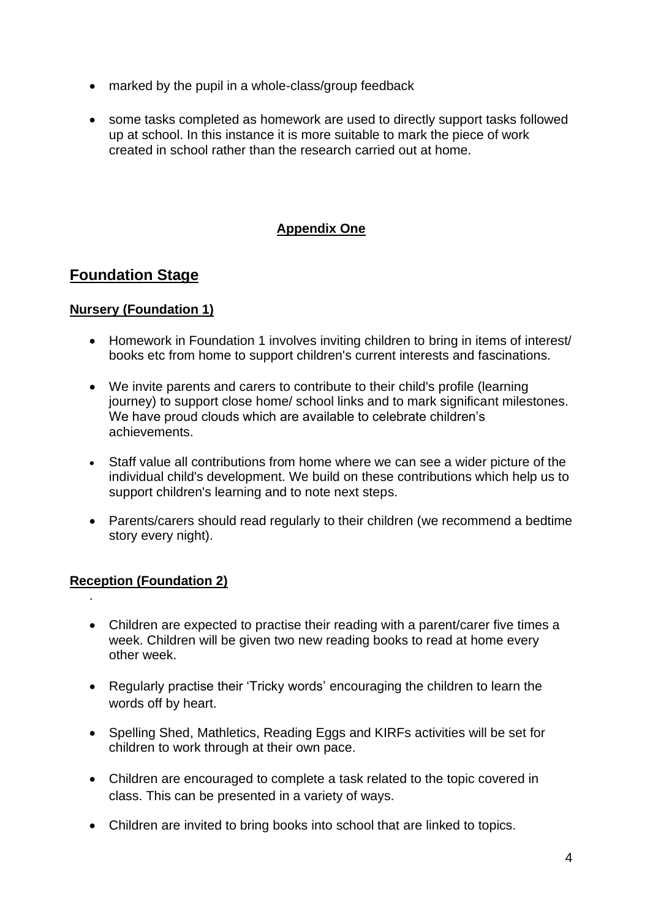- marked by the pupil in a whole-class/group feedback

- some tasks completed as homework are used to directly support tasks followed up at school. In this instance it is more suitable to mark the piece of work created in school rather than the research carried out at home.

**Appendix One**

## Foundation Stage

### Nursery (Foundation 1)

- Homework in Foundation 1 involves inviting children to bring in items of interest/ books etc from home to support children's current interests and fascinations.

- We invite parents and carers to contribute to their child's profile (learning journey) to support close home/ school links and to mark significant milestones. We have proud clouds which are available to celebrate children's achievements.

- Staff value all contributions from home where we can see a wider picture of the individual child's development. We build on these contributions which help us to support children's learning and to note next steps.

- Parents/carers should read regularly to their children (we recommend a bedtime story every night).

### Reception (Foundation 2)

- Children are expected to practise their reading with a parent/carer five times a week. Children will be given two new reading books to read at home every other week.

- Regularly practise their 'Tricky words' encouraging the children to learn the words off by heart.

- Spelling Shed, Mathletics, Reading Eggs and KIRFs activities will be set for children to work through at their own pace.

- Children are encouraged to complete a task related to the topic covered in class. This can be presented in a variety of ways.

- Children are invited to bring books into school that are linked to topics.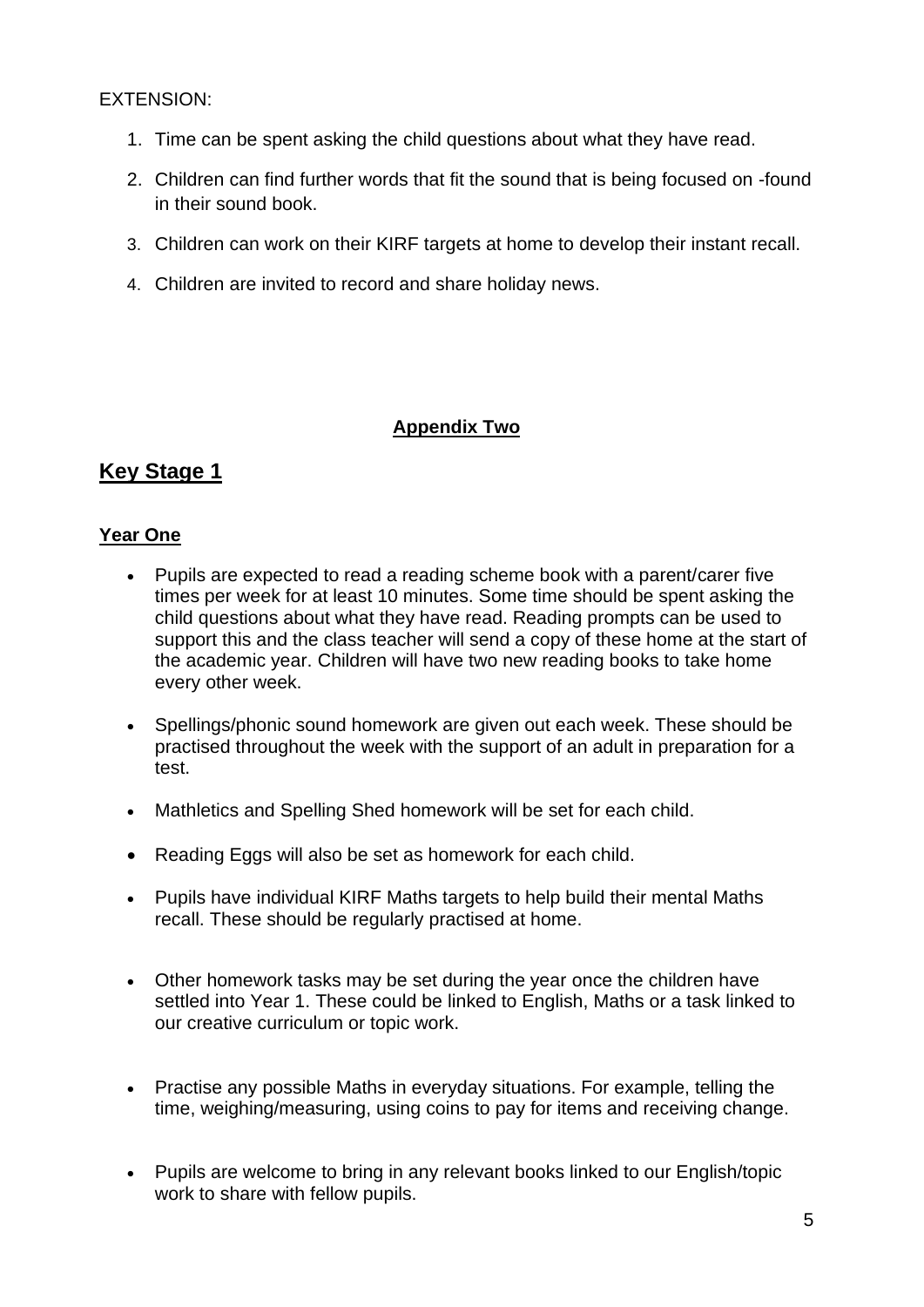EXTENSION:

1. Time can be spent asking the child questions about what they have read.
2. Children can find further words that fit the sound that is being focused on -found in their sound book.
3. Children can work on their KIRF targets at home to develop their instant recall.
4. Children are invited to record and share holiday news.

**Appendix Two**

## Key Stage 1

### Year One

- Pupils are expected to read a reading scheme book with a parent/carer five times per week for at least 10 minutes. Some time should be spent asking the child questions about what they have read. Reading prompts can be used to support this and the class teacher will send a copy of these home at the start of the academic year. Children will have two new reading books to take home every other week.
- Spellings/phonic sound homework are given out each week. These should be practised throughout the week with the support of an adult in preparation for a test.
- Mathletics and Spelling Shed homework will be set for each child.
- Reading Eggs will also be set as homework for each child.
- Pupils have individual KIRF Maths targets to help build their mental Maths recall. These should be regularly practised at home.
- Other homework tasks may be set during the year once the children have settled into Year 1. These could be linked to English, Maths or a task linked to our creative curriculum or topic work.
- Practise any possible Maths in everyday situations. For example, telling the time, weighing/measuring, using coins to pay for items and receiving change.
- Pupils are welcome to bring in any relevant books linked to our English/topic work to share with fellow pupils.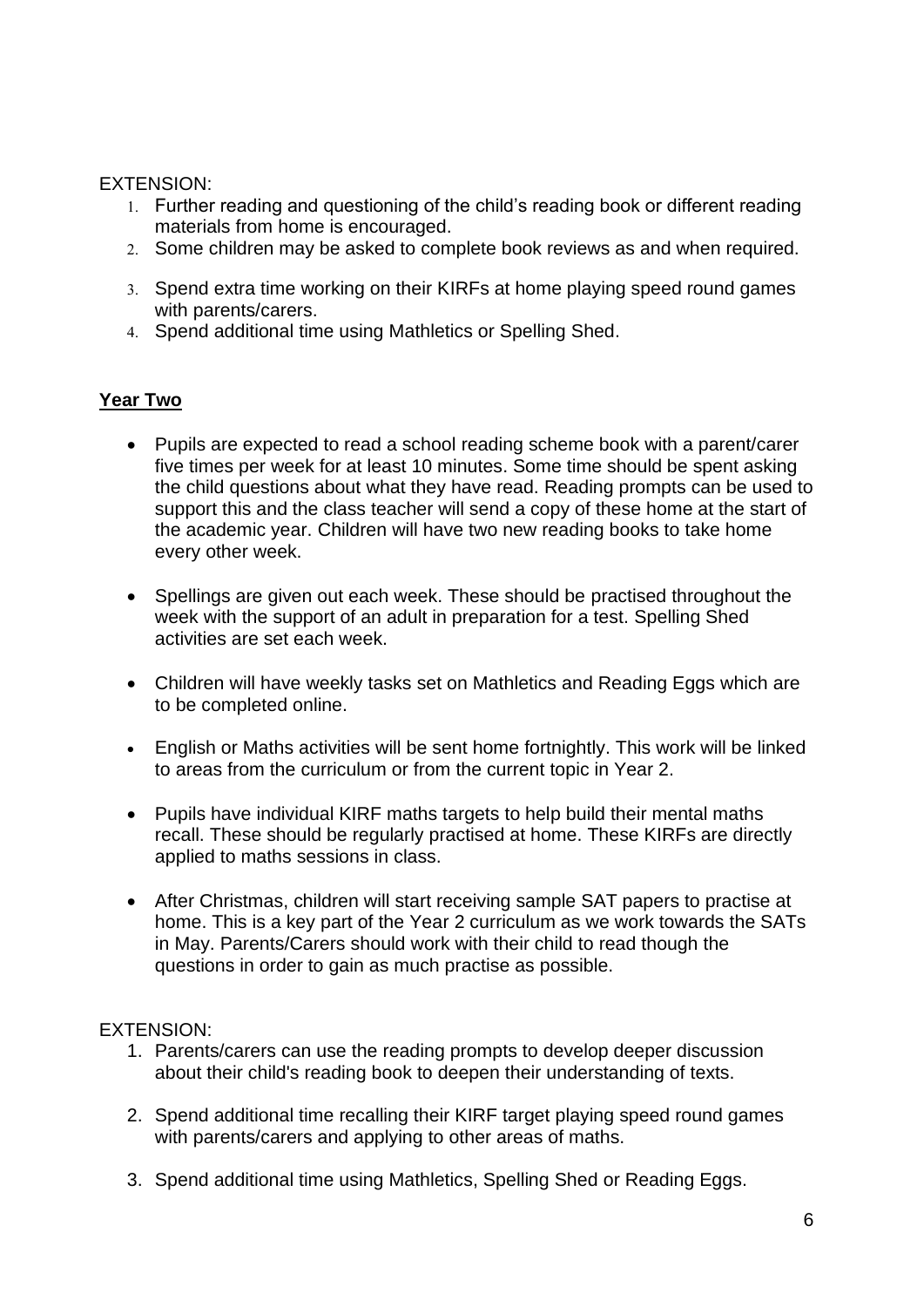EXTENSION:

1. Further reading and questioning of the child's reading book or different reading materials from home is encouraged.
2. Some children may be asked to complete book reviews as and when required.
3. Spend extra time working on their KIRFs at home playing speed round games with parents/carers.
4. Spend additional time using Mathletics or Spelling Shed.

## **Year Two**

- Pupils are expected to read a school reading scheme book with a parent/carer five times per week for at least 10 minutes. Some time should be spent asking the child questions about what they have read. Reading prompts can be used to support this and the class teacher will send a copy of these home at the start of the academic year. Children will have two new reading books to take home every other week.
- Spellings are given out each week. These should be practised throughout the week with the support of an adult in preparation for a test. Spelling Shed activities are set each week.
- Children will have weekly tasks set on Mathletics and Reading Eggs which are to be completed online.
- English or Maths activities will be sent home fortnightly. This work will be linked to areas from the curriculum or from the current topic in Year 2.
- Pupils have individual KIRF maths targets to help build their mental maths recall. These should be regularly practised at home. These KIRFs are directly applied to maths sessions in class.
- After Christmas, children will start receiving sample SAT papers to practise at home. This is a key part of the Year 2 curriculum as we work towards the SATs in May. Parents/Carers should work with their child to read though the questions in order to gain as much practise as possible.

EXTENSION:

1. Parents/carers can use the reading prompts to develop deeper discussion about their child's reading book to deepen their understanding of texts.
2. Spend additional time recalling their KIRF target playing speed round games with parents/carers and applying to other areas of maths.
3. Spend additional time using Mathletics, Spelling Shed or Reading Eggs.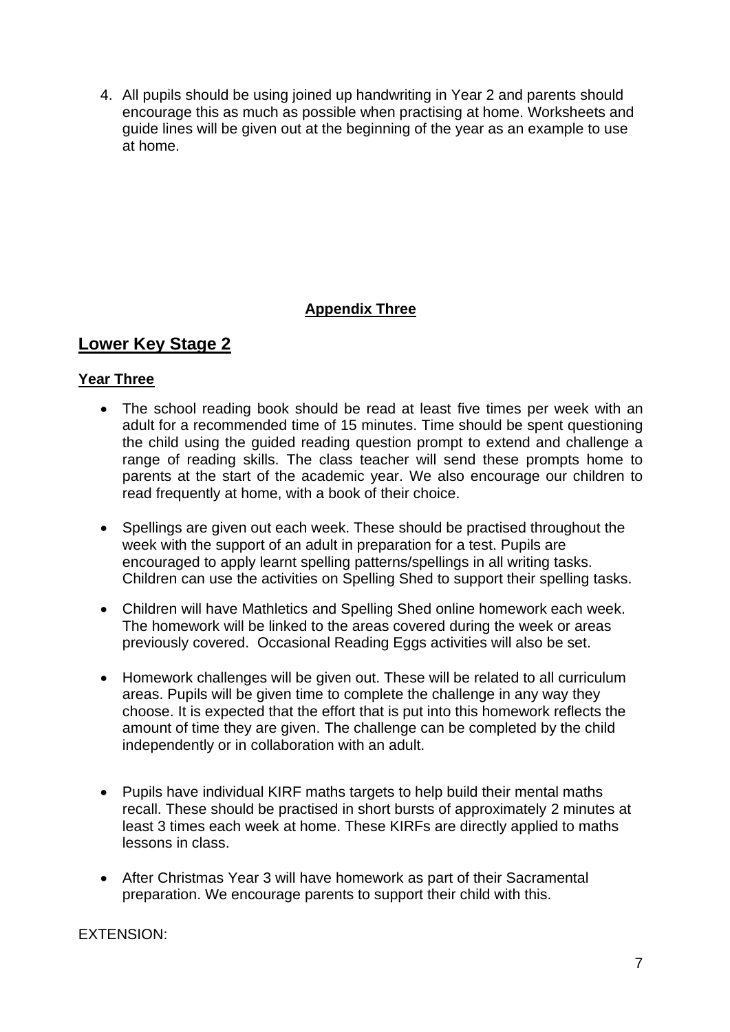4. All pupils should be using joined up handwriting in Year 2 and parents should encourage this as much as possible when practising at home. Worksheets and guide lines will be given out at the beginning of the year as an example to use at home.

**Appendix Three**

## Lower Key Stage 2

### Year Three

- The school reading book should be read at least five times per week with an adult for a recommended time of 15 minutes. Time should be spent questioning the child using the guided reading question prompt to extend and challenge a range of reading skills. The class teacher will send these prompts home to parents at the start of the academic year. We also encourage our children to read frequently at home, with a book of their choice.

- Spellings are given out each week. These should be practised throughout the week with the support of an adult in preparation for a test. Pupils are encouraged to apply learnt spelling patterns/spellings in all writing tasks. Children can use the activities on Spelling Shed to support their spelling tasks.

- Children will have Mathletics and Spelling Shed online homework each week. The homework will be linked to the areas covered during the week or areas previously covered. Occasional Reading Eggs activities will also be set.

- Homework challenges will be given out. These will be related to all curriculum areas. Pupils will be given time to complete the challenge in any way they choose. It is expected that the effort that is put into this homework reflects the amount of time they are given. The challenge can be completed by the child independently or in collaboration with an adult.

- Pupils have individual KIRF maths targets to help build their mental maths recall. These should be practised in short bursts of approximately 2 minutes at least 3 times each week at home. These KIRFs are directly applied to maths lessons in class.

- After Christmas Year 3 will have homework as part of their Sacramental preparation. We encourage parents to support their child with this.

EXTENSION: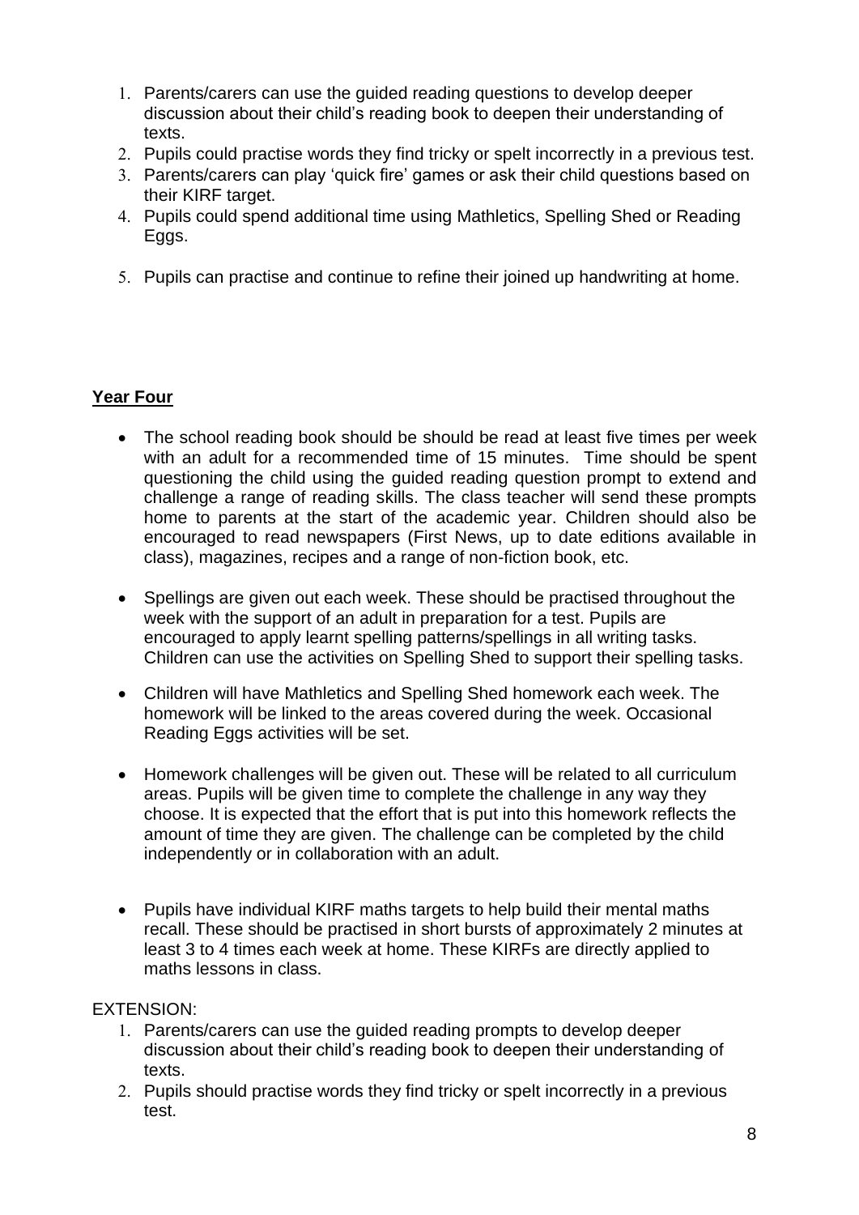1. Parents/carers can use the guided reading questions to develop deeper discussion about their child's reading book to deepen their understanding of texts.
2. Pupils could practise words they find tricky or spelt incorrectly in a previous test.
3. Parents/carers can play 'quick fire' games or ask their child questions based on their KIRF target.
4. Pupils could spend additional time using Mathletics, Spelling Shed or Reading Eggs.
5. Pupils can practise and continue to refine their joined up handwriting at home.

## **Year Four**

- The school reading book should be should be read at least five times per week with an adult for a recommended time of 15 minutes. Time should be spent questioning the child using the guided reading question prompt to extend and challenge a range of reading skills. The class teacher will send these prompts home to parents at the start of the academic year. Children should also be encouraged to read newspapers (First News, up to date editions available in class), magazines, recipes and a range of non-fiction book, etc.

- Spellings are given out each week. These should be practised throughout the week with the support of an adult in preparation for a test. Pupils are encouraged to apply learnt spelling patterns/spellings in all writing tasks. Children can use the activities on Spelling Shed to support their spelling tasks.

- Children will have Mathletics and Spelling Shed homework each week. The homework will be linked to the areas covered during the week. Occasional Reading Eggs activities will be set.

- Homework challenges will be given out. These will be related to all curriculum areas. Pupils will be given time to complete the challenge in any way they choose. It is expected that the effort that is put into this homework reflects the amount of time they are given. The challenge can be completed by the child independently or in collaboration with an adult.

- Pupils have individual KIRF maths targets to help build their mental maths recall. These should be practised in short bursts of approximately 2 minutes at least 3 to 4 times each week at home. These KIRFs are directly applied to maths lessons in class.

EXTENSION:

1. Parents/carers can use the guided reading prompts to develop deeper discussion about their child's reading book to deepen their understanding of texts.
2. Pupils should practise words they find tricky or spelt incorrectly in a previous test.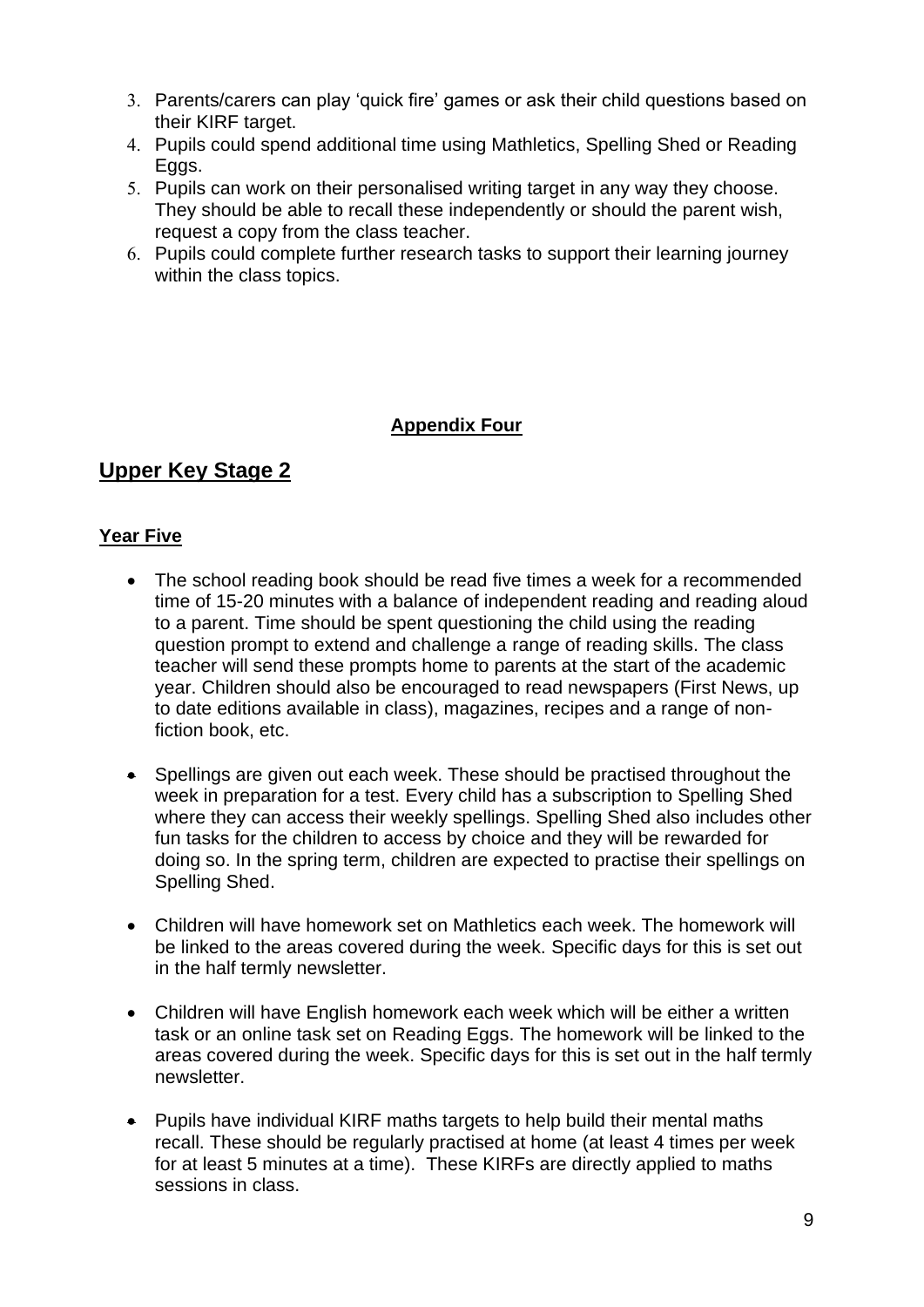3. Parents/carers can play 'quick fire' games or ask their child questions based on their KIRF target.
4. Pupils could spend additional time using Mathletics, Spelling Shed or Reading Eggs.
5. Pupils can work on their personalised writing target in any way they choose. They should be able to recall these independently or should the parent wish, request a copy from the class teacher.
6. Pupils could complete further research tasks to support their learning journey within the class topics.

**Appendix Four**

## Upper Key Stage 2

### Year Five

- The school reading book should be read five times a week for a recommended time of 15-20 minutes with a balance of independent reading and reading aloud to a parent. Time should be spent questioning the child using the reading question prompt to extend and challenge a range of reading skills. The class teacher will send these prompts home to parents at the start of the academic year. Children should also be encouraged to read newspapers (First News, up to date editions available in class), magazines, recipes and a range of non-fiction book, etc.

- Spellings are given out each week. These should be practised throughout the week in preparation for a test. Every child has a subscription to Spelling Shed where they can access their weekly spellings. Spelling Shed also includes other fun tasks for the children to access by choice and they will be rewarded for doing so. In the spring term, children are expected to practise their spellings on Spelling Shed.

- Children will have homework set on Mathletics each week. The homework will be linked to the areas covered during the week. Specific days for this is set out in the half termly newsletter.

- Children will have English homework each week which will be either a written task or an online task set on Reading Eggs. The homework will be linked to the areas covered during the week. Specific days for this is set out in the half termly newsletter.

- Pupils have individual KIRF maths targets to help build their mental maths recall. These should be regularly practised at home (at least 4 times per week for at least 5 minutes at a time). These KIRFs are directly applied to maths sessions in class.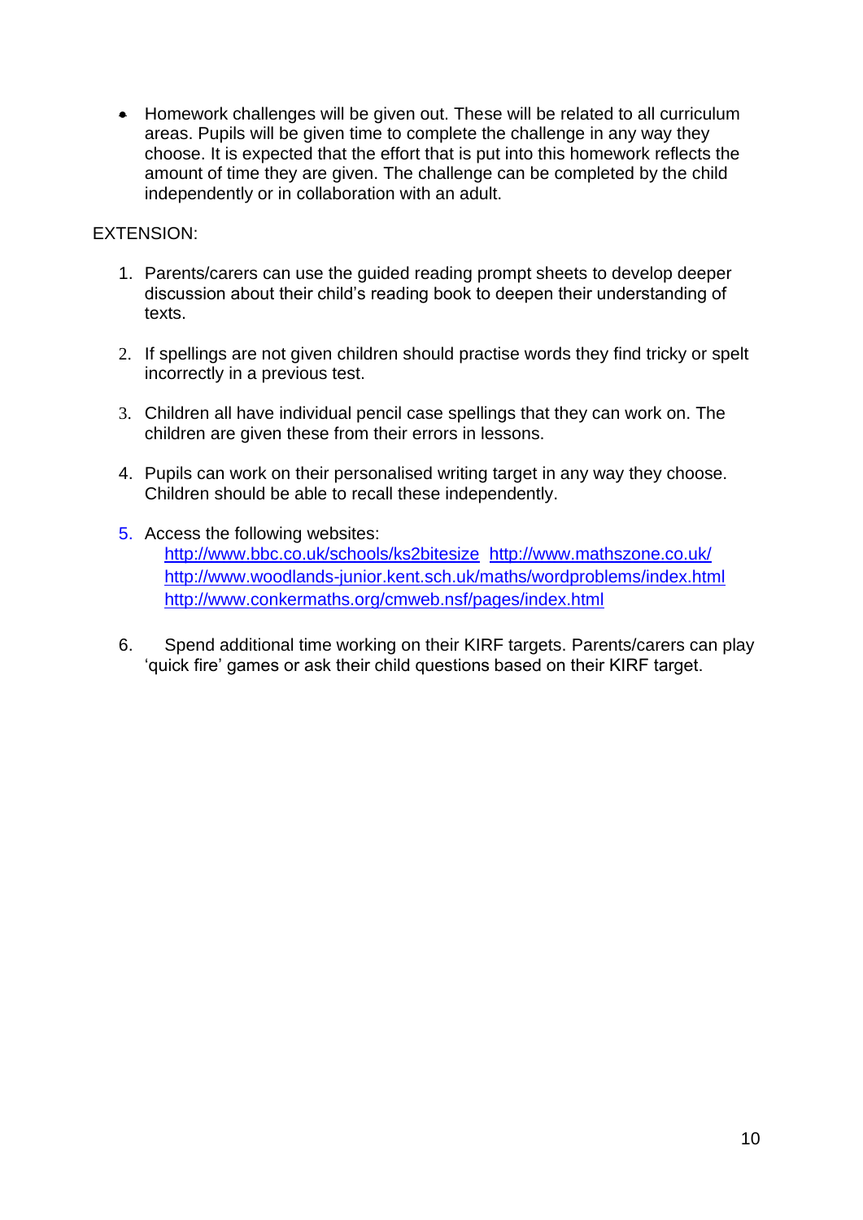- Homework challenges will be given out. These will be related to all curriculum areas. Pupils will be given time to complete the challenge in any way they choose. It is expected that the effort that is put into this homework reflects the amount of time they are given. The challenge can be completed by the child independently or in collaboration with an adult.

EXTENSION:

1. Parents/carers can use the guided reading prompt sheets to develop deeper discussion about their child's reading book to deepen their understanding of texts.

2. If spellings are not given children should practise words they find tricky or spelt incorrectly in a previous test.

3. Children all have individual pencil case spellings that they can work on. The children are given these from their errors in lessons.

4. Pupils can work on their personalised writing target in any way they choose. Children should be able to recall these independently.

5. Access the following websites:
   http://www.bbc.co.uk/schools/ks2bitesize http://www.mathszone.co.uk/
   http://www.woodlands-junior.kent.sch.uk/maths/wordproblems/index.html
   http://www.conkermaths.org/cmweb.nsf/pages/index.html

6. Spend additional time working on their KIRF targets. Parents/carers can play 'quick fire' games or ask their child questions based on their KIRF target.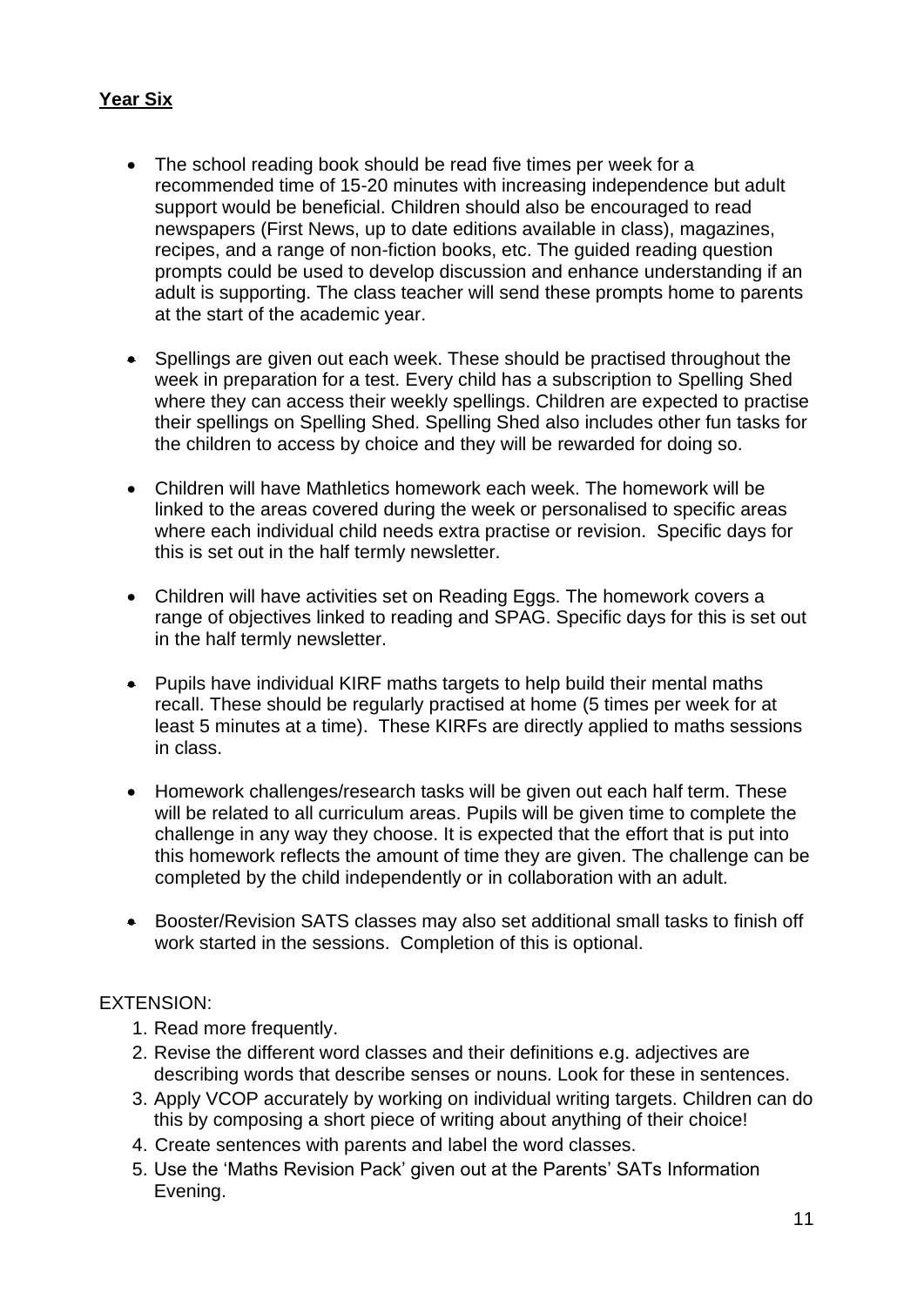**Year Six**

- The school reading book should be read five times per week for a recommended time of 15-20 minutes with increasing independence but adult support would be beneficial. Children should also be encouraged to read newspapers (First News, up to date editions available in class), magazines, recipes, and a range of non-fiction books, etc. The guided reading question prompts could be used to develop discussion and enhance understanding if an adult is supporting. The class teacher will send these prompts home to parents at the start of the academic year.

- Spellings are given out each week. These should be practised throughout the week in preparation for a test. Every child has a subscription to Spelling Shed where they can access their weekly spellings. Children are expected to practise their spellings on Spelling Shed. Spelling Shed also includes other fun tasks for the children to access by choice and they will be rewarded for doing so.

- Children will have Mathletics homework each week. The homework will be linked to the areas covered during the week or personalised to specific areas where each individual child needs extra practise or revision. Specific days for this is set out in the half termly newsletter.

- Children will have activities set on Reading Eggs. The homework covers a range of objectives linked to reading and SPAG. Specific days for this is set out in the half termly newsletter.

- Pupils have individual KIRF maths targets to help build their mental maths recall. These should be regularly practised at home (5 times per week for at least 5 minutes at a time). These KIRFs are directly applied to maths sessions in class.

- Homework challenges/research tasks will be given out each half term. These will be related to all curriculum areas. Pupils will be given time to complete the challenge in any way they choose. It is expected that the effort that is put into this homework reflects the amount of time they are given. The challenge can be completed by the child independently or in collaboration with an adult.

- Booster/Revision SATS classes may also set additional small tasks to finish off work started in the sessions. Completion of this is optional.

EXTENSION:

1. Read more frequently.
2. Revise the different word classes and their definitions e.g. adjectives are describing words that describe senses or nouns. Look for these in sentences.
3. Apply VCOP accurately by working on individual writing targets. Children can do this by composing a short piece of writing about anything of their choice!
4. Create sentences with parents and label the word classes.
5. Use the 'Maths Revision Pack' given out at the Parents' SATs Information Evening.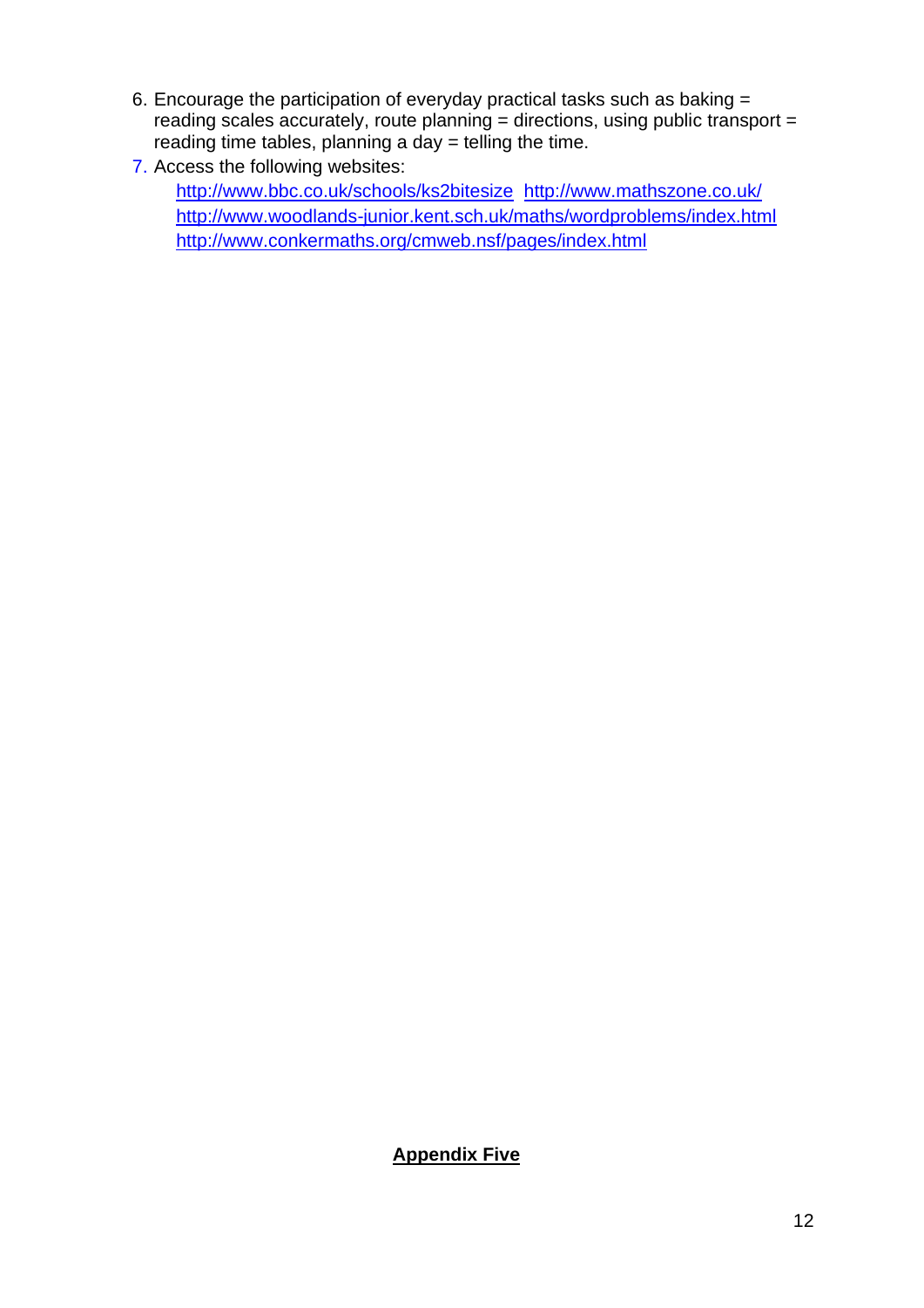6. Encourage the participation of everyday practical tasks such as baking = reading scales accurately, route planning = directions, using public transport = reading time tables, planning a day = telling the time.
7. Access the following websites:
   http://www.bbc.co.uk/schools/ks2bitesize http://www.mathszone.co.uk/
   http://www.woodlands-junior.kent.sch.uk/maths/wordproblems/index.html
   http://www.conkermaths.org/cmweb.nsf/pages/index.html

**Appendix Five**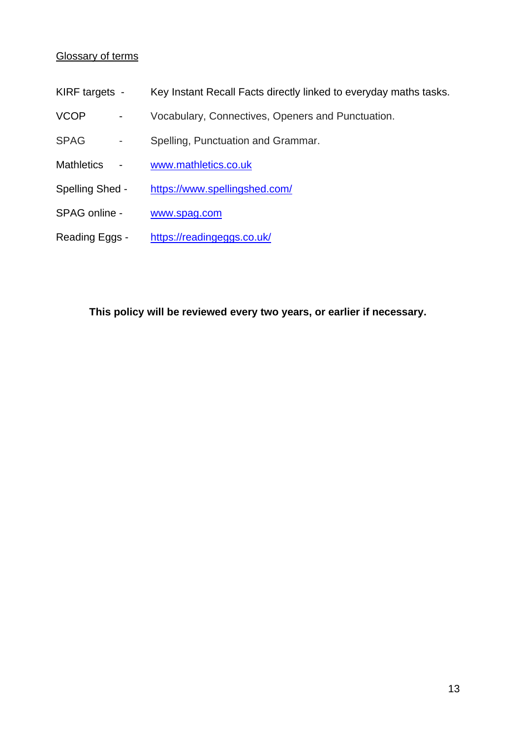Glossary of terms

KIRF targets - Key Instant Recall Facts directly linked to everyday maths tasks.

VCOP - Vocabulary, Connectives, Openers and Punctuation.

SPAG - Spelling, Punctuation and Grammar.

Mathletics - www.mathletics.co.uk

Spelling Shed - https://www.spellingshed.com/

SPAG online - www.spag.com

Reading Eggs - https://readingeggs.co.uk/

**This policy will be reviewed every two years, or earlier if necessary.**